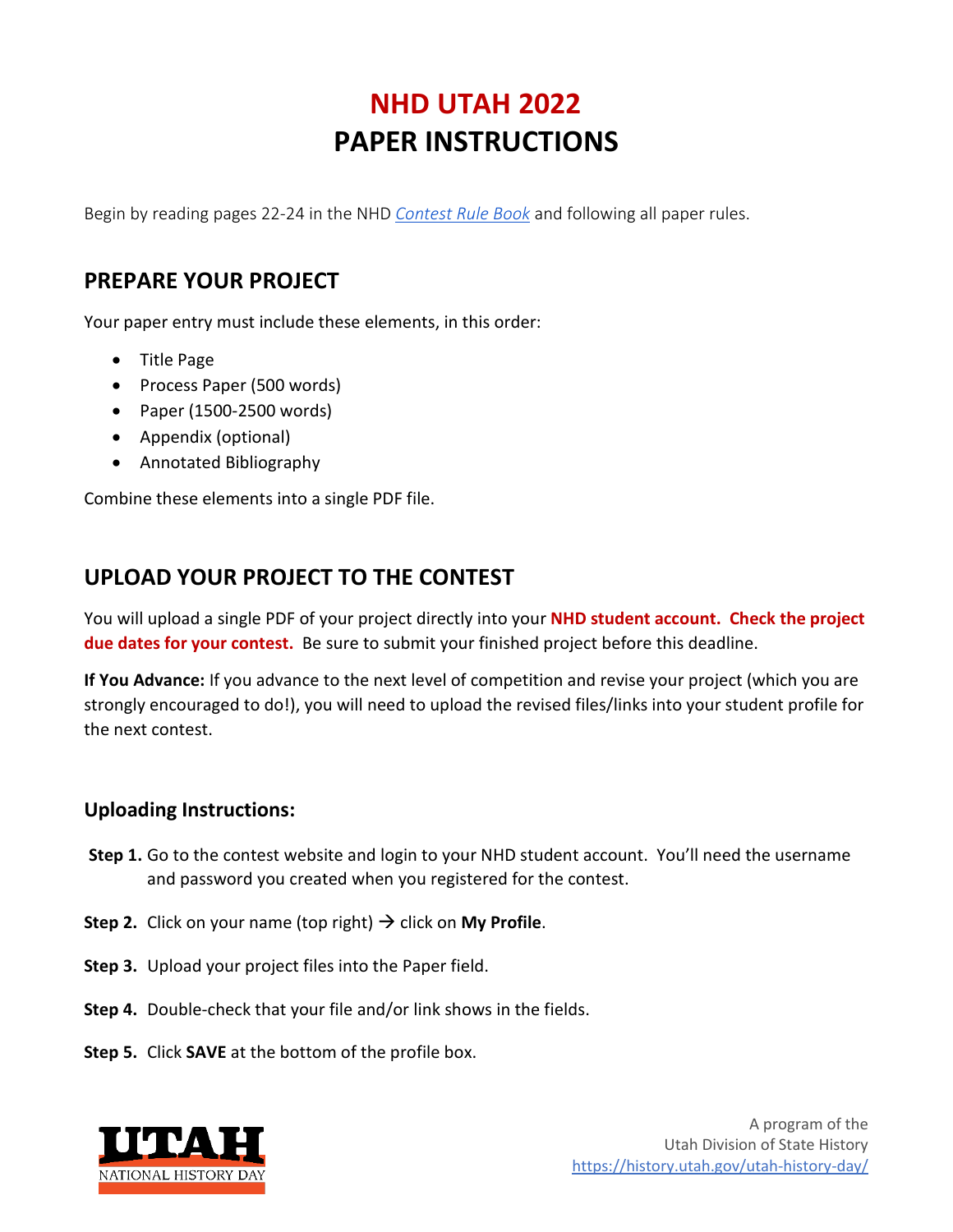# NHD UTAH 2022
# PAPER INSTRUCTIONS

Begin by reading pages 22-24 in the NHD *Contest Rule Book* and following all paper rules.

## PREPARE YOUR PROJECT

Your paper entry must include these elements, in this order:

- Title Page
- Process Paper (500 words)
- Paper (1500-2500 words)
- Appendix (optional)
- Annotated Bibliography

Combine these elements into a single PDF file.

## UPLOAD YOUR PROJECT TO THE CONTEST

You will upload a single PDF of your project directly into your **NHD student account. Check the project due dates for your contest.** Be sure to submit your finished project before this deadline.

**If You Advance:** If you advance to the next level of competition and revise your project (which you are strongly encouraged to do!), you will need to upload the revised files/links into your student profile for the next contest.

### Uploading Instructions:

**Step 1.** Go to the contest website and login to your NHD student account. You'll need the username and password you created when you registered for the contest.

**Step 2.** Click on your name (top right) → click on **My Profile**.

**Step 3.** Upload your project files into the Paper field.

**Step 4.** Double-check that your file and/or link shows in the fields.

**Step 5.** Click **SAVE** at the bottom of the profile box.

UTAH NATIONAL HISTORY DAY

A program of the
Utah Division of State History
https://history.utah.gov/utah-history-day/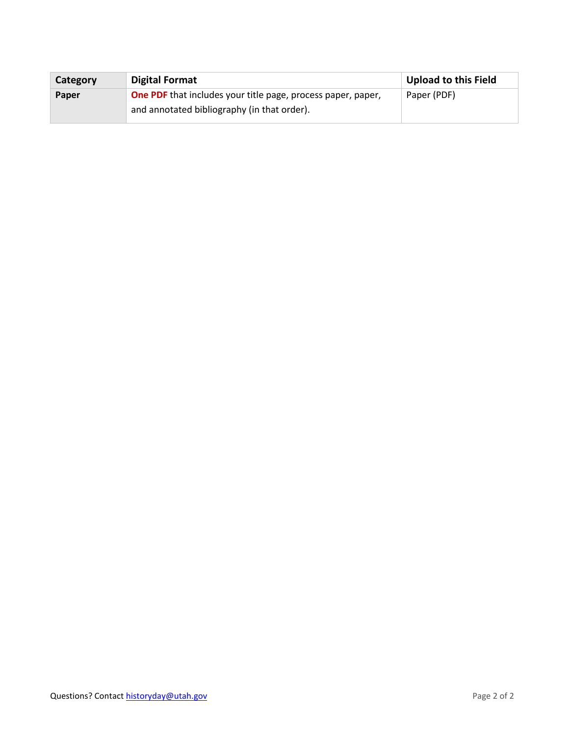| Category | Digital Format | Upload to this Field |
|---|---|---|
| **Paper** | **One PDF** that includes your title page, process paper, paper, and annotated bibliography (in that order). | Paper (PDF) |

Questions? Contact historyday@utah.gov